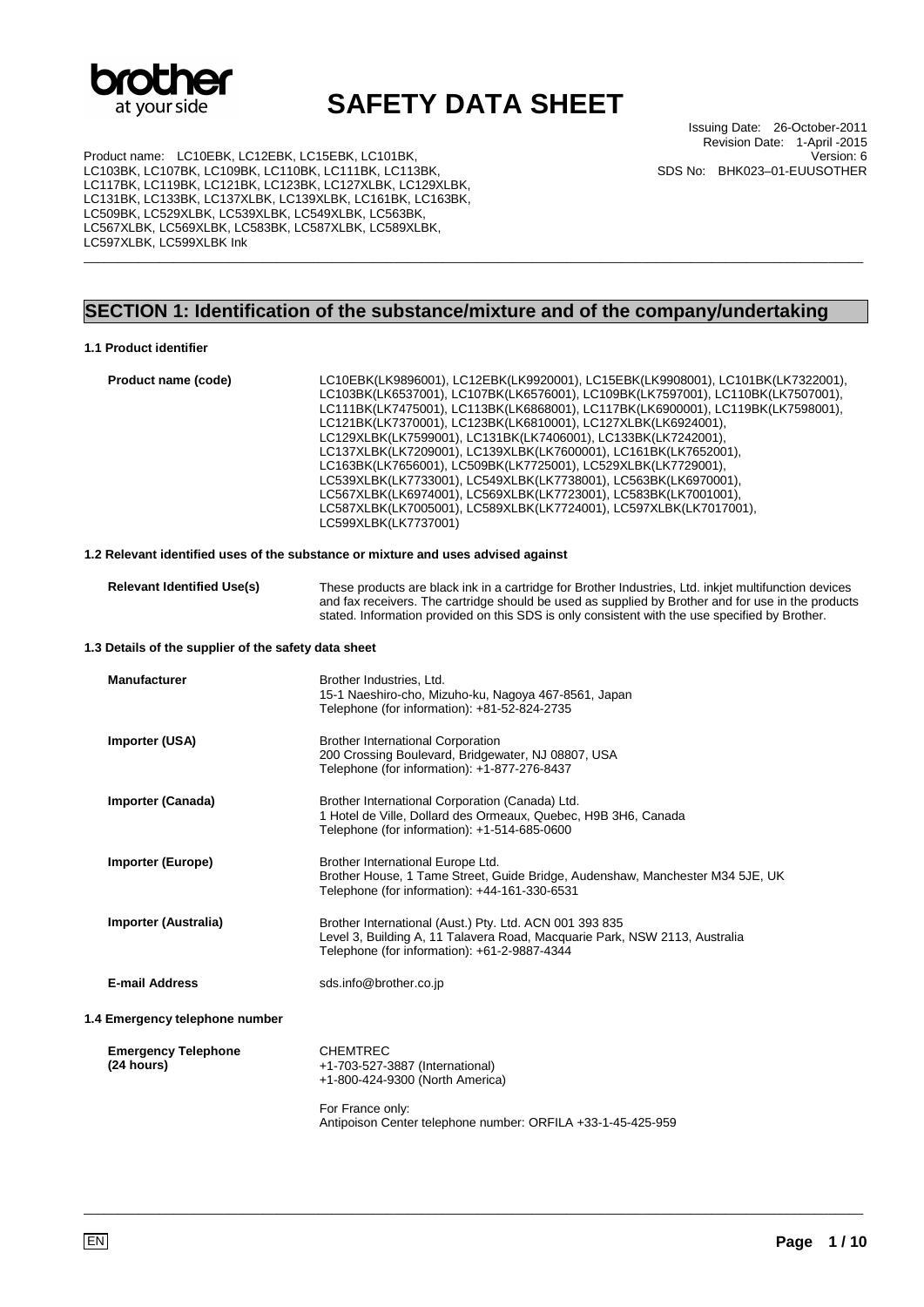# SAFETY DATA SHEET

Product name: LC10EBK, LC12EBK, LC15EBK, LC101BK, LC103BK, LC107BK, LC109BK, LC110BK, LC111BK, LC113BK, LC117BK, LC119BK, LC121BK, LC123BK, LC127XLBK, LC129XLBK, LC131BK, LC133BK, LC137XLBK, LC139XLBK, LC161BK, LC163BK, LC509BK, LC529XLBK, LC539XLBK, LC549XLBK, LC563BK, LC567XLBK, LC569XLBK, LC583BK, LC587XLBK, LC589XLBK, LC597XLBK, LC599XLBK Ink

Issuing Date: 26-October-2011
Revision Date: 1-April -2015
Version: 6
SDS No: BHK023–01-EUUSOTHER

## SECTION 1: Identification of the substance/mixture and of the company/undertaking

### 1.1 Product identifier

**Product name (code)**

LC10EBK(LK9896001), LC12EBK(LK9920001), LC15EBK(LK9908001), LC101BK(LK7322001), LC103BK(LK6537001), LC107BK(LK6576001), LC109BK(LK7597001), LC110BK(LK7507001), LC111BK(LK7475001), LC113BK(LK6868001), LC117BK(LK6900001), LC119BK(LK7598001), LC121BK(LK7370001), LC123BK(LK6810001), LC127XLBK(LK6924001), LC129XLBK(LK7599001), LC131BK(LK7406001), LC133BK(LK7242001), LC137XLBK(LK7209001), LC139XLBK(LK7600001), LC161BK(LK7652001), LC163BK(LK7656001), LC509BK(LK7725001), LC529XLBK(LK7729001), LC539XLBK(LK7733001), LC549XLBK(LK7738001), LC563BK(LK6970001), LC567XLBK(LK6974001), LC569XLBK(LK7723001), LC583BK(LK7001001), LC587XLBK(LK7005001), LC589XLBK(LK7724001), LC597XLBK(LK7017001), LC599XLBK(LK7737001)

### 1.2 Relevant identified uses of the substance or mixture and uses advised against

**Relevant Identified Use(s)**

These products are black ink in a cartridge for Brother Industries, Ltd. inkjet multifunction devices and fax receivers. The cartridge should be used as supplied by Brother and for use in the products stated. Information provided on this SDS is only consistent with the use specified by Brother.

### 1.3 Details of the supplier of the safety data sheet

**Manufacturer**

Brother Industries, Ltd.
15-1 Naeshiro-cho, Mizuho-ku, Nagoya 467-8561, Japan
Telephone (for information): +81-52-824-2735

**Importer (USA)**

Brother International Corporation
200 Crossing Boulevard, Bridgewater, NJ 08807, USA
Telephone (for information): +1-877-276-8437

**Importer (Canada)**

Brother International Corporation (Canada) Ltd.
1 Hotel de Ville, Dollard des Ormeaux, Quebec, H9B 3H6, Canada
Telephone (for information): +1-514-685-0600

**Importer (Europe)**

Brother International Europe Ltd.
Brother House, 1 Tame Street, Guide Bridge, Audenshaw, Manchester M34 5JE, UK
Telephone (for information): +44-161-330-6531

**Importer (Australia)**

Brother International (Aust.) Pty. Ltd. ACN 001 393 835
Level 3, Building A, 11 Talavera Road, Macquarie Park, NSW 2113, Australia
Telephone (for information): +61-2-9887-4344

**E-mail Address**

sds.info@brother.co.jp

### 1.4 Emergency telephone number

**Emergency Telephone (24 hours)**

CHEMTREC
+1-703-527-3887 (International)
+1-800-424-9300 (North America)

For France only:
Antipoison Center telephone number: ORFILA +33-1-45-425-959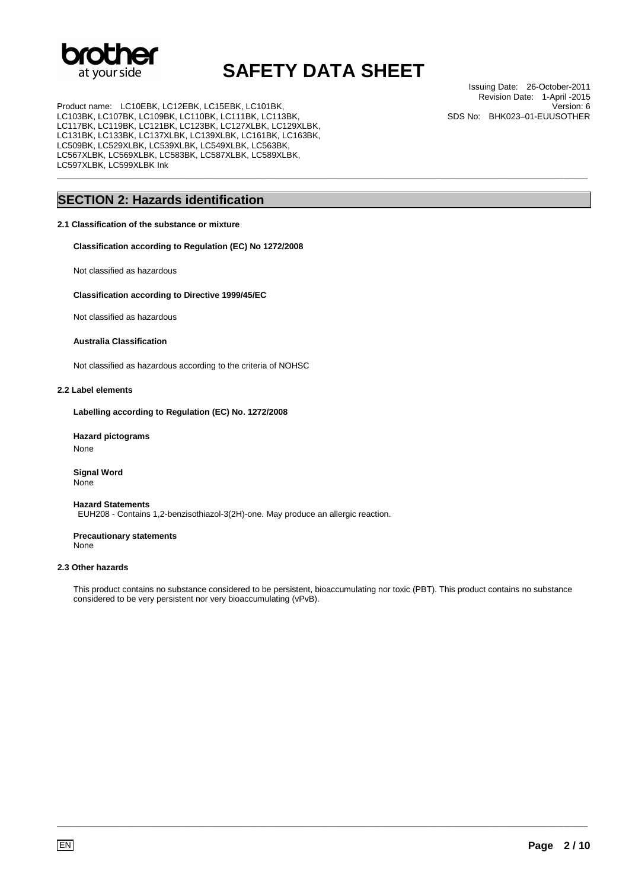## SECTION 2: Hazards identification

### 2.1 Classification of the substance or mixture

**Classification according to Regulation (EC) No 1272/2008**

Not classified as hazardous

**Classification according to Directive 1999/45/EC**

Not classified as hazardous

**Australia Classification**

Not classified as hazardous according to the criteria of NOHSC

### 2.2 Label elements

**Labelling according to Regulation (EC) No. 1272/2008**

**Hazard pictograms**

None

**Signal Word**

None

**Hazard Statements**

EUH208 - Contains 1,2-benzisothiazol-3(2H)-one. May produce an allergic reaction.

**Precautionary statements**

None

### 2.3 Other hazards

This product contains no substance considered to be persistent, bioaccumulating nor toxic (PBT). This product contains no substance considered to be very persistent nor very bioaccumulating (vPvB).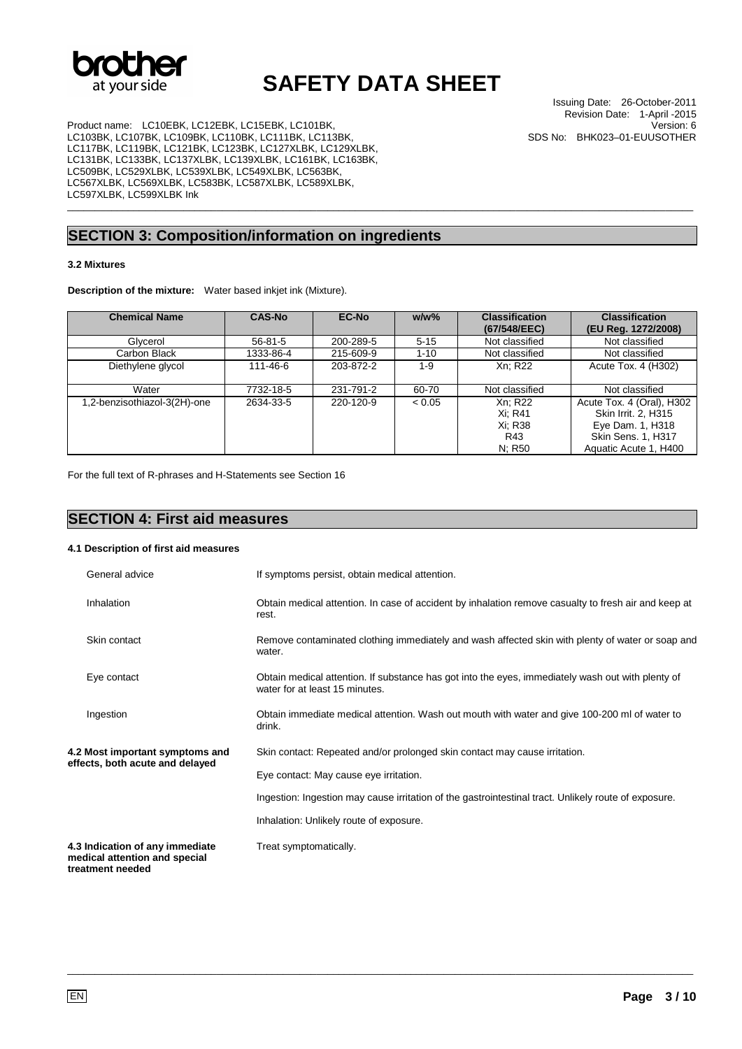## SECTION 3: Composition/information on ingredients

### 3.2 Mixtures

**Description of the mixture:** Water based inkjet ink (Mixture).

| Chemical Name | CAS-No | EC-No | w/w% | Classification (67/548/EEC) | Classification (EU Reg. 1272/2008) |
|---|---|---|---|---|---|
| Glycerol | 56-81-5 | 200-289-5 | 5-15 | Not classified | Not classified |
| Carbon Black | 1333-86-4 | 215-609-9 | 1-10 | Not classified | Not classified |
| Diethylene glycol | 111-46-6 | 203-872-2 | 1-9 | Xn; R22 | Acute Tox. 4 (H302) |
| Water | 7732-18-5 | 231-791-2 | 60-70 | Not classified | Not classified |
| 1,2-benzisothiazol-3(2H)-one | 2634-33-5 | 220-120-9 | < 0.05 | Xn; R22<br>Xi; R41<br>Xi; R38<br>R43<br>N; R50 | Acute Tox. 4 (Oral), H302<br>Skin Irrit. 2, H315<br>Eye Dam. 1, H318<br>Skin Sens. 1, H317<br>Aquatic Acute 1, H400 |

For the full text of R-phrases and H-Statements see Section 16

## SECTION 4: First aid measures

### 4.1 Description of first aid measures

**General advice**
If symptoms persist, obtain medical attention.

**Inhalation**
Obtain medical attention. In case of accident by inhalation remove casualty to fresh air and keep at rest.

**Skin contact**
Remove contaminated clothing immediately and wash affected skin with plenty of water or soap and water.

**Eye contact**
Obtain medical attention. If substance has got into the eyes, immediately wash out with plenty of water for at least 15 minutes.

**Ingestion**
Obtain immediate medical attention. Wash out mouth with water and give 100-200 ml of water to drink.

### 4.2 Most important symptoms and effects, both acute and delayed

Skin contact: Repeated and/or prolonged skin contact may cause irritation.

Eye contact: May cause eye irritation.

Ingestion: Ingestion may cause irritation of the gastrointestinal tract. Unlikely route of exposure.

Inhalation: Unlikely route of exposure.

### 4.3 Indication of any immediate medical attention and special treatment needed

Treat symptomatically.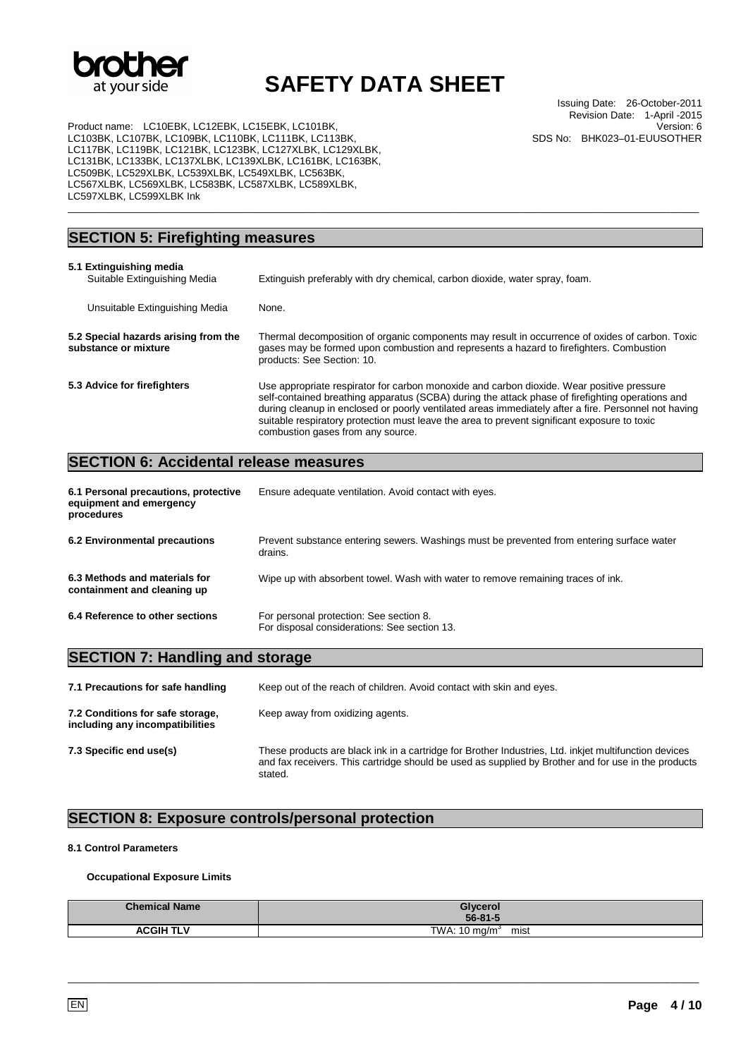## SECTION 5: Firefighting measures

**5.1 Extinguishing media**

Suitable Extinguishing Media: Extinguish preferably with dry chemical, carbon dioxide, water spray, foam.

Unsuitable Extinguishing Media: None.

**5.2 Special hazards arising from the substance or mixture**: Thermal decomposition of organic components may result in occurrence of oxides of carbon. Toxic gases may be formed upon combustion and represents a hazard to firefighters. Combustion products: See Section: 10.

**5.3 Advice for firefighters**: Use appropriate respirator for carbon monoxide and carbon dioxide. Wear positive pressure self-contained breathing apparatus (SCBA) during the attack phase of firefighting operations and during cleanup in enclosed or poorly ventilated areas immediately after a fire. Personnel not having suitable respiratory protection must leave the area to prevent significant exposure to toxic combustion gases from any source.

## SECTION 6: Accidental release measures

**6.1 Personal precautions, protective equipment and emergency procedures**: Ensure adequate ventilation. Avoid contact with eyes.

**6.2 Environmental precautions**: Prevent substance entering sewers. Washings must be prevented from entering surface water drains.

**6.3 Methods and materials for containment and cleaning up**: Wipe up with absorbent towel. Wash with water to remove remaining traces of ink.

**6.4 Reference to other sections**: For personal protection: See section 8. For disposal considerations: See section 13.

## SECTION 7: Handling and storage

**7.1 Precautions for safe handling**: Keep out of the reach of children. Avoid contact with skin and eyes.

**7.2 Conditions for safe storage, including any incompatibilities**: Keep away from oxidizing agents.

**7.3 Specific end use(s)**: These products are black ink in a cartridge for Brother Industries, Ltd. inkjet multifunction devices and fax receivers. This cartridge should be used as supplied by Brother and for use in the products stated.

## SECTION 8: Exposure controls/personal protection

**8.1 Control Parameters**

**Occupational Exposure Limits**

| Chemical Name | Glycerol 56-81-5 |
|---|---|
| ACGIH TLV | TWA: 10 mg/m$^3$ mist |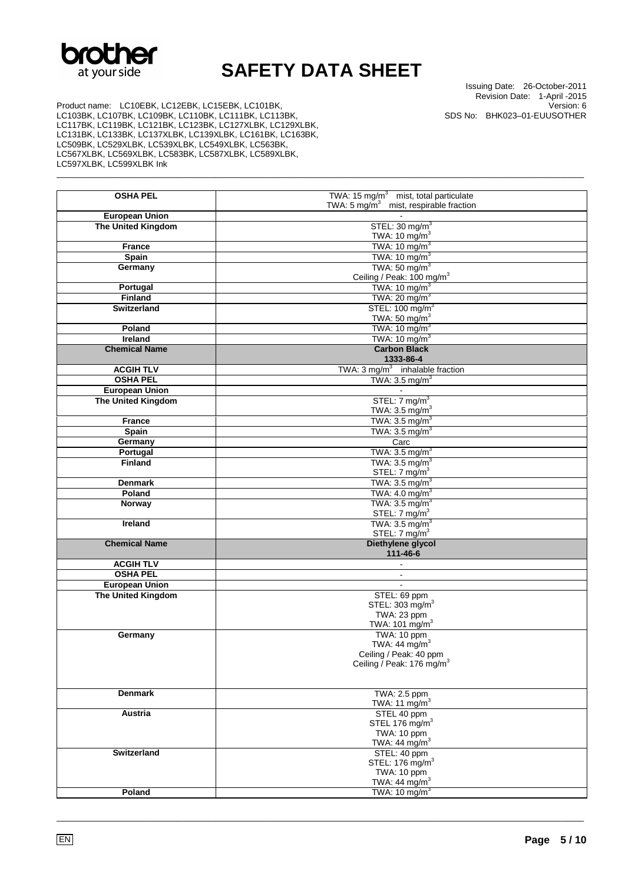| OSHA PEL | TWA: 15 mg/m$^3$ mist, total particulate<br>TWA: 5 mg/m$^3$ mist, respirable fraction |
|---|---|
| European Union | - |
| The United Kingdom | STEL: 30 mg/m$^3$<br>TWA: 10 mg/m$^3$ |
| France | TWA: 10 mg/m$^3$ |
| Spain | TWA: 10 mg/m$^3$ |
| Germany | TWA: 50 mg/m$^3$<br>Ceiling / Peak: 100 mg/m$^3$ |
| Portugal | TWA: 10 mg/m$^3$ |
| Finland | TWA: 20 mg/m$^3$ |
| Switzerland | STEL: 100 mg/m$^3$<br>TWA: 50 mg/m$^3$ |
| Poland | TWA: 10 mg/m$^3$ |
| Ireland | TWA: 10 mg/m$^3$ |
| **Chemical Name** | **Carbon Black<br>1333-86-4** |
| ACGIH TLV | TWA: 3 mg/m$^3$ inhalable fraction |
| OSHA PEL | TWA: 3.5 mg/m$^3$ |
| European Union | - |
| The United Kingdom | STEL: 7 mg/m$^3$<br>TWA: 3.5 mg/m$^3$ |
| France | TWA: 3.5 mg/m$^3$ |
| Spain | TWA: 3.5 mg/m$^3$ |
| Germany | Carc |
| Portugal | TWA: 3.5 mg/m$^3$ |
| Finland | TWA: 3.5 mg/m$^3$<br>STEL: 7 mg/m$^3$ |
| Denmark | TWA: 3.5 mg/m$^3$ |
| Poland | TWA: 4.0 mg/m$^3$ |
| Norway | TWA: 3.5 mg/m$^3$<br>STEL: 7 mg/m$^3$ |
| Ireland | TWA: 3.5 mg/m$^3$<br>STEL: 7 mg/m$^3$ |
| **Chemical Name** | **Diethylene glycol<br>111-46-6** |
| ACGIH TLV | - |
| OSHA PEL | - |
| European Union | - |
| The United Kingdom | STEL: 69 ppm<br>STEL: 303 mg/m$^3$<br>TWA: 23 ppm<br>TWA: 101 mg/m$^3$ |
| Germany | TWA: 10 ppm<br>TWA: 44 mg/m$^3$<br>Ceiling / Peak: 40 ppm<br>Ceiling / Peak: 176 mg/m$^3$ |
| Denmark | TWA: 2.5 ppm<br>TWA: 11 mg/m$^3$ |
| Austria | STEL 40 ppm<br>STEL 176 mg/m$^3$<br>TWA: 10 ppm<br>TWA: 44 mg/m$^3$ |
| Switzerland | STEL: 40 ppm<br>STEL: 176 mg/m$^3$<br>TWA: 10 ppm<br>TWA: 44 mg/m$^3$ |
| Poland | TWA: 10 mg/m$^3$ |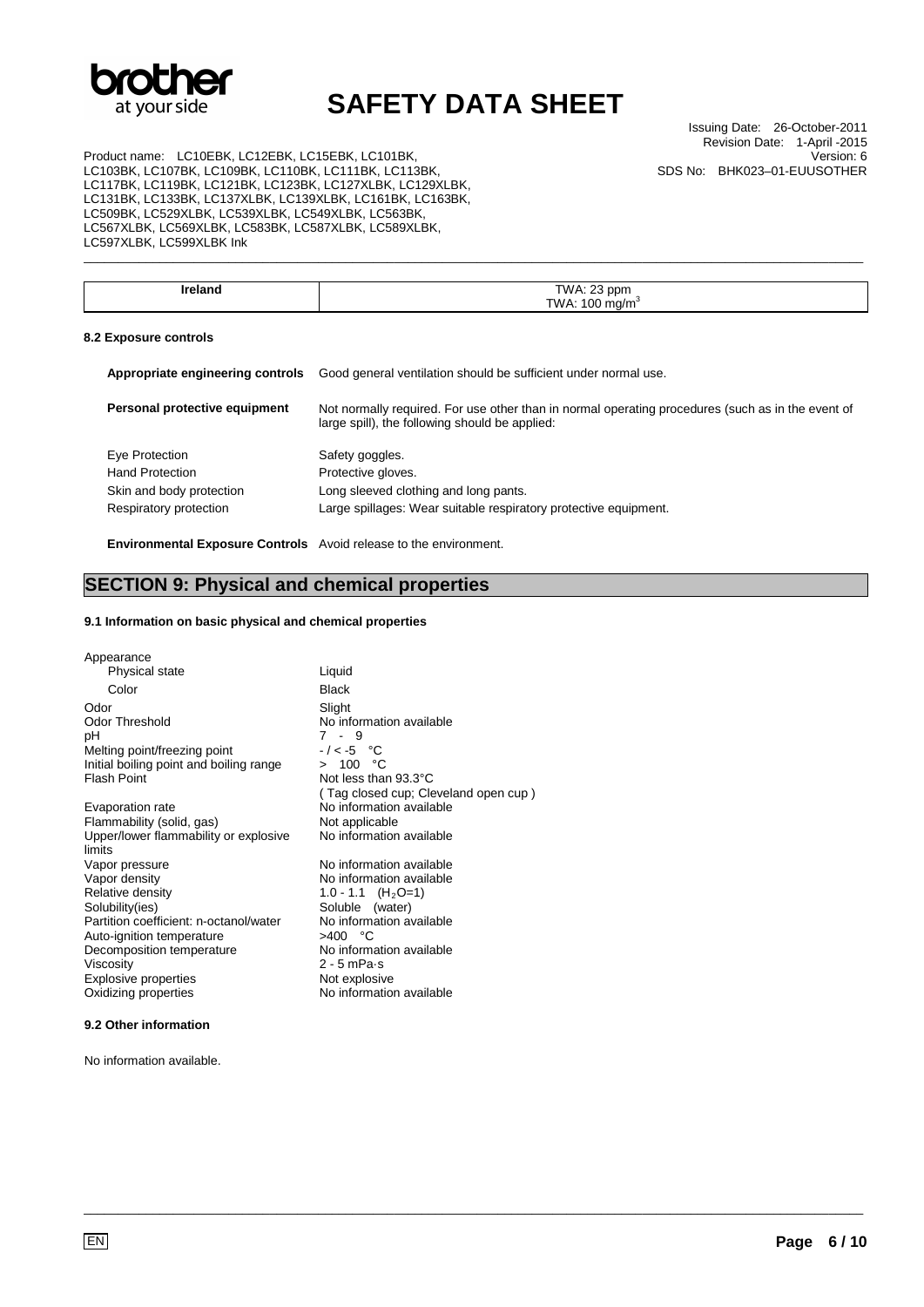| Ireland | TWA: 23 ppm<br>TWA: 100 mg/m$^3$ |
|---|---|

#### 8.2 Exposure controls

| | |
|---|---|
| **Appropriate engineering controls** | Good general ventilation should be sufficient under normal use. |
| **Personal protective equipment** | Not normally required. For use other than in normal operating procedures (such as in the event of large spill), the following should be applied: |
| Eye Protection | Safety goggles. |
| Hand Protection | Protective gloves. |
| Skin and body protection | Long sleeved clothing and long pants. |
| Respiratory protection | Large spillages: Wear suitable respiratory protective equipment. |

**Environmental Exposure Controls** Avoid release to the environment.

## SECTION 9: Physical and chemical properties

#### 9.1 Information on basic physical and chemical properties

| | |
|---|---|
| Appearance | |
| Physical state | Liquid |
| Color | Black |
| Odor | Slight |
| Odor Threshold | No information available |
| pH | 7 - 9 |
| Melting point/freezing point | - / < -5 °C |
| Initial boiling point and boiling range | > 100 °C |
| Flash Point | Not less than 93.3°C<br>( Tag closed cup; Cleveland open cup ) |
| Evaporation rate | No information available |
| Flammability (solid, gas) | Not applicable |
| Upper/lower flammability or explosive limits | No information available |
| Vapor pressure | No information available |
| Vapor density | No information available |
| Relative density | 1.0 - 1.1 ($H_2O$=1) |
| Solubility(ies) | Soluble (water) |
| Partition coefficient: n-octanol/water | No information available |
| Auto-ignition temperature | >400 °C |
| Decomposition temperature | No information available |
| Viscosity | 2 - 5 mPa·s |
| Explosive properties | Not explosive |
| Oxidizing properties | No information available |

#### 9.2 Other information

No information available.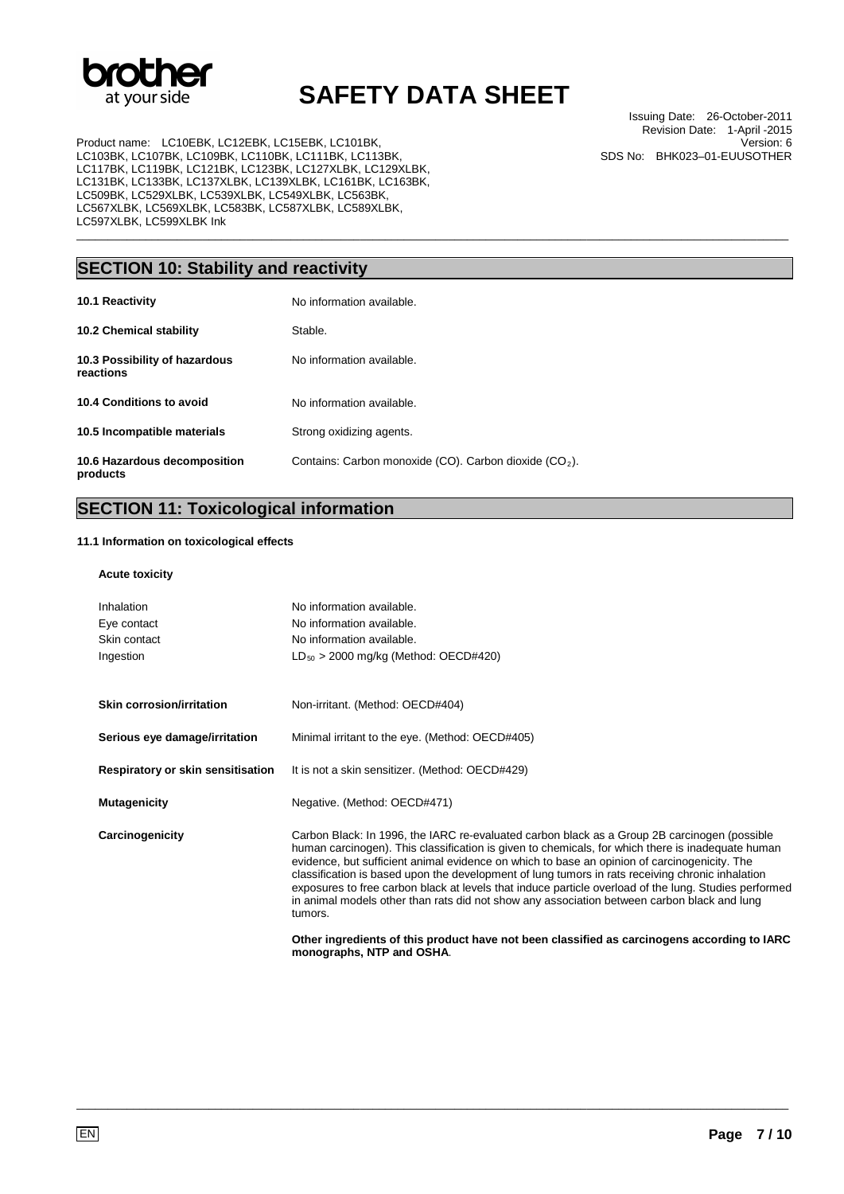## SECTION 10: Stability and reactivity

| | |
|---|---|
| **10.1 Reactivity** | No information available. |
| **10.2 Chemical stability** | Stable. |
| **10.3 Possibility of hazardous reactions** | No information available. |
| **10.4 Conditions to avoid** | No information available. |
| **10.5 Incompatible materials** | Strong oxidizing agents. |
| **10.6 Hazardous decomposition products** | Contains: Carbon monoxide (CO). Carbon dioxide ($CO_2$). |

## SECTION 11: Toxicological information

**11.1 Information on toxicological effects**

**Acute toxicity**

| | |
|---|---|
| Inhalation | No information available. |
| Eye contact | No information available. |
| Skin contact | No information available. |
| Ingestion | $LD_{50}$ > 2000 mg/kg (Method: OECD#420) |

| | |
|---|---|
| **Skin corrosion/irritation** | Non-irritant. (Method: OECD#404) |
| **Serious eye damage/irritation** | Minimal irritant to the eye. (Method: OECD#405) |
| **Respiratory or skin sensitisation** | It is not a skin sensitizer. (Method: OECD#429) |
| **Mutagenicity** | Negative. (Method: OECD#471) |
| **Carcinogenicity** | Carbon Black: In 1996, the IARC re-evaluated carbon black as a Group 2B carcinogen (possible human carcinogen). This classification is given to chemicals, for which there is inadequate human evidence, but sufficient animal evidence on which to base an opinion of carcinogenicity. The classification is based upon the development of lung tumors in rats receiving chronic inhalation exposures to free carbon black at levels that induce particle overload of the lung. Studies performed in animal models other than rats did not show any association between carbon black and lung tumors. |

**Other ingredients of this product have not been classified as carcinogens according to IARC monographs, NTP and OSHA**.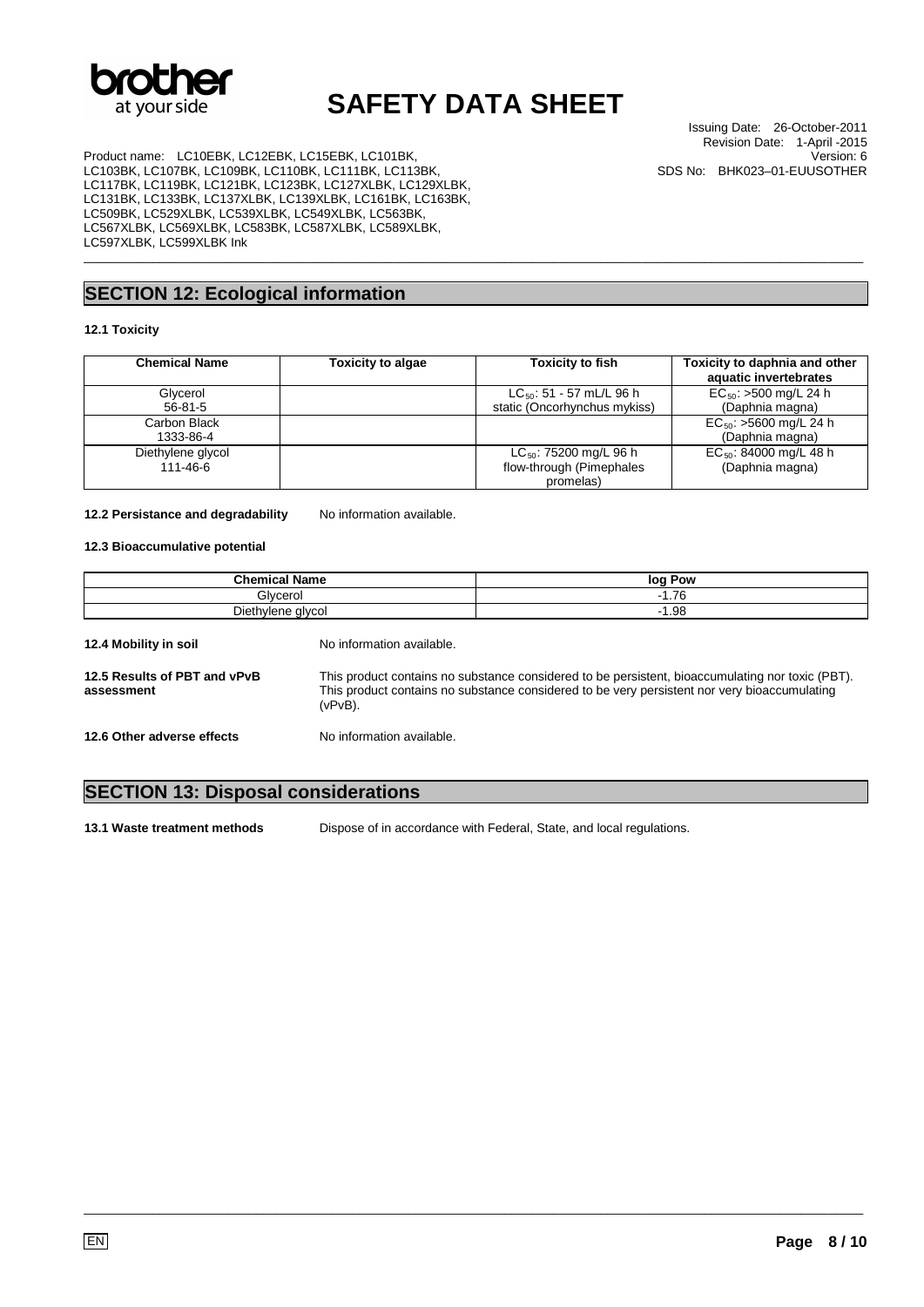## SECTION 12: Ecological information

### 12.1 Toxicity

| Chemical Name | Toxicity to algae | Toxicity to fish | Toxicity to daphnia and other aquatic invertebrates |
|---|---|---|---|
| Glycerol 56-81-5 | | $LC_{50}$: 51 - 57 mL/L 96 h static (Oncorhynchus mykiss) | $EC_{50}$: >500 mg/L 24 h (Daphnia magna) |
| Carbon Black 1333-86-4 | | | $EC_{50}$: >5600 mg/L 24 h (Daphnia magna) |
| Diethylene glycol 111-46-6 | | $LC_{50}$: 75200 mg/L 96 h flow-through (Pimephales promelas) | $EC_{50}$: 84000 mg/L 48 h (Daphnia magna) |

**12.2 Persistance and degradability** No information available.

### 12.3 Bioaccumulative potential

| Chemical Name | log Pow |
|---|---|
| Glycerol | -1.76 |
| Diethylene glycol | -1.98 |

**12.4 Mobility in soil** No information available.

**12.5 Results of PBT and vPvB assessment** This product contains no substance considered to be persistent, bioaccumulating nor toxic (PBT). This product contains no substance considered to be very persistent nor very bioaccumulating (vPvB).

**12.6 Other adverse effects** No information available.

## SECTION 13: Disposal considerations

**13.1 Waste treatment methods** Dispose of in accordance with Federal, State, and local regulations.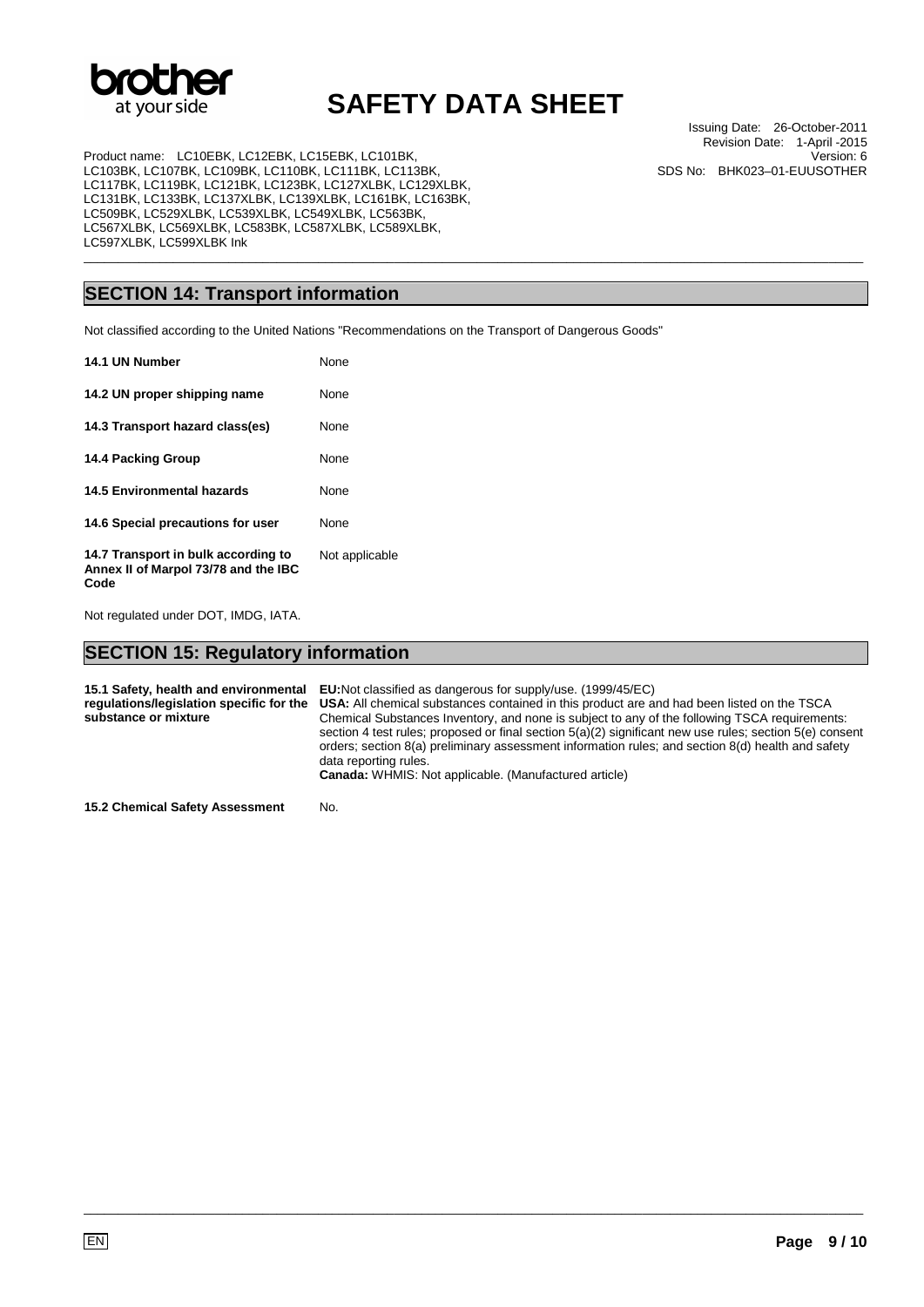## SECTION 14: Transport information

Not classified according to the United Nations "Recommendations on the Transport of Dangerous Goods"

| | |
|---|---|
| **14.1 UN Number** | None |
| **14.2 UN proper shipping name** | None |
| **14.3 Transport hazard class(es)** | None |
| **14.4 Packing Group** | None |
| **14.5 Environmental hazards** | None |
| **14.6 Special precautions for user** | None |
| **14.7 Transport in bulk according to Annex II of Marpol 73/78 and the IBC Code** | Not applicable |

Not regulated under DOT, IMDG, IATA.

## SECTION 15: Regulatory information

| | |
|---|---|
| **15.1 Safety, health and environmental regulations/legislation specific for the substance or mixture** | **EU:** Not classified as dangerous for supply/use. (1999/45/EC)<br>**USA:** All chemical substances contained in this product are and had been listed on the TSCA Chemical Substances Inventory, and none is subject to any of the following TSCA requirements: section 4 test rules; proposed or final section 5(a)(2) significant new use rules; section 5(e) consent orders; section 8(a) preliminary assessment information rules; and section 8(d) health and safety data reporting rules.<br>**Canada:** WHMIS: Not applicable. (Manufactured article) |
| **15.2 Chemical Safety Assessment** | No. |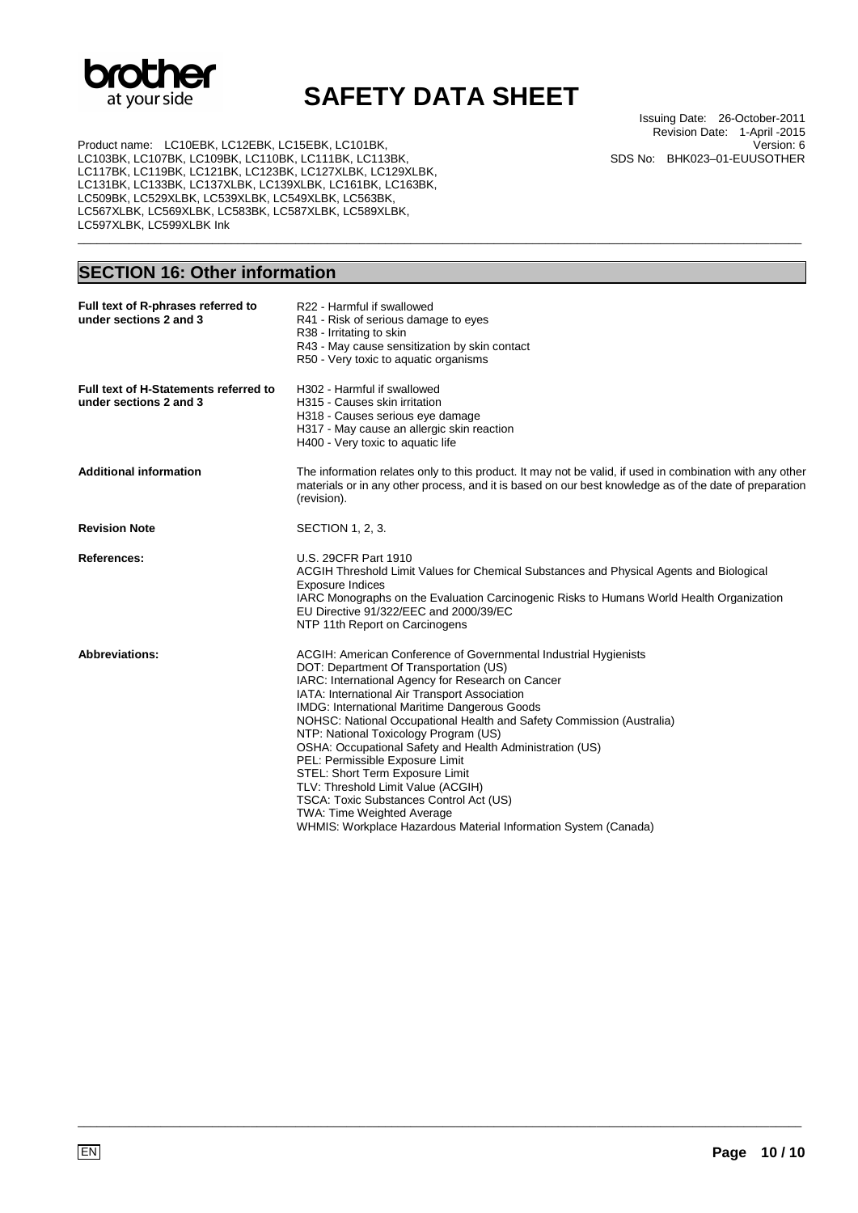## SECTION 16: Other information

**Full text of R-phrases referred to under sections 2 and 3**

R22 - Harmful if swallowed
R41 - Risk of serious damage to eyes
R38 - Irritating to skin
R43 - May cause sensitization by skin contact
R50 - Very toxic to aquatic organisms

**Full text of H-Statements referred to under sections 2 and 3**

H302 - Harmful if swallowed
H315 - Causes skin irritation
H318 - Causes serious eye damage
H317 - May cause an allergic skin reaction
H400 - Very toxic to aquatic life

**Additional information**

The information relates only to this product. It may not be valid, if used in combination with any other materials or in any other process, and it is based on our best knowledge as of the date of preparation (revision).

**Revision Note**

SECTION 1, 2, 3.

**References:**

U.S. 29CFR Part 1910
ACGIH Threshold Limit Values for Chemical Substances and Physical Agents and Biological Exposure Indices
IARC Monographs on the Evaluation Carcinogenic Risks to Humans World Health Organization
EU Directive 91/322/EEC and 2000/39/EC
NTP 11th Report on Carcinogens

**Abbreviations:**

ACGIH: American Conference of Governmental Industrial Hygienists
DOT: Department Of Transportation (US)
IARC: International Agency for Research on Cancer
IATA: International Air Transport Association
IMDG: International Maritime Dangerous Goods
NOHSC: National Occupational Health and Safety Commission (Australia)
NTP: National Toxicology Program (US)
OSHA: Occupational Safety and Health Administration (US)
PEL: Permissible Exposure Limit
STEL: Short Term Exposure Limit
TLV: Threshold Limit Value (ACGIH)
TSCA: Toxic Substances Control Act (US)
TWA: Time Weighted Average
WHMIS: Workplace Hazardous Material Information System (Canada)